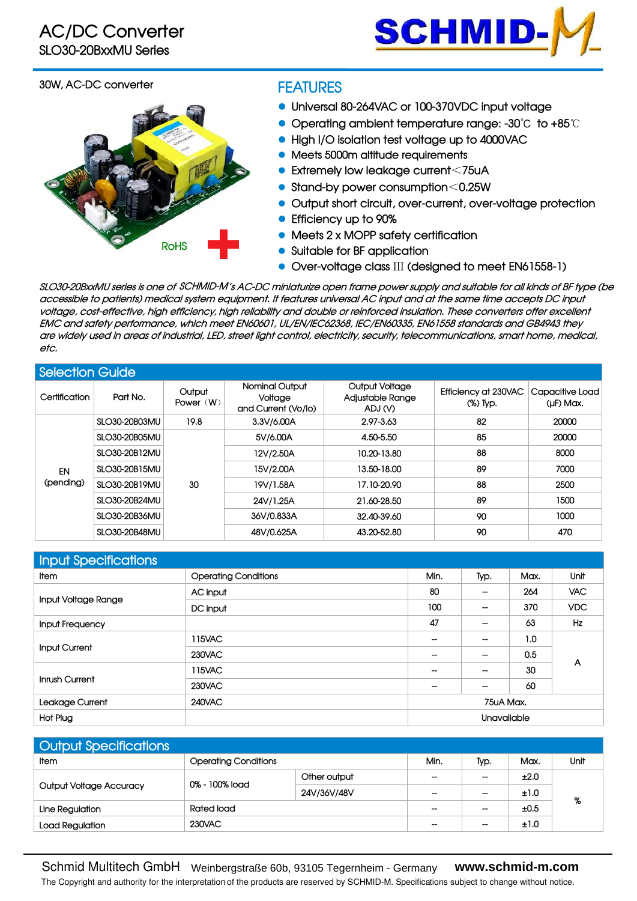# AC/DC Converter

## SLO30-20BxxMU Series

30W, AC-DC converter

RoHS

## FEATURES

- Universal 80-264VAC or 100-370VDC input voltage
- Operating ambient temperature range: -30℃ to +85℃
- High I/O isolation test voltage up to 4000VAC
- Meets 5000m altitude requirements
- Extremely low leakage current＜75uA
- Stand-by power consumption＜0.25W
- Output short circuit, over-current, over-voltage protection
- Efficiency up to 90%
- Meets 2 x MOPP safety certification
- Suitable for BF application
- Over-voltage class Ⅲ (designed to meet EN61558-1)

*SLO30-20BxxMU series is one of SCHMID-M's AC-DC miniaturize open frame power supply and suitable for all kinds of BF type (be accessible to patients) medical system equipment. It features universal AC input and at the same time accepts DC input voltage, cost-effective, high efficiency, high reliability and double or reinforced insulation. These converters offer excellent EMC and safety performance, which meet EN60601, UL/EN/IEC62368, IEC/EN60335, EN61558 standards and GB4943 they are widely used in areas of industrial, LED, street light control, electricity, security, telecommunications, smart home, medical, etc.*

## Selection Guide

| Certification | Part No. | Output Power（W） | Nominal Output Voltage and Current (Vo/Io) | Output Voltage Adjustable Range ADJ (V) | Efficiency at 230VAC (%) Typ. | Capacitive Load (µF) Max. |
|---|---|---|---|---|---|---|
| EN (pending) | SLO30-20B03MU | 19.8 | 3.3V/6.00A | 2.97-3.63 | 82 | 20000 |
| | SLO30-20B05MU | 30 | 5V/6.00A | 4.50-5.50 | 85 | 20000 |
| | SLO30-20B12MU | | 12V/2.50A | 10.20-13.80 | 88 | 8000 |
| | SLO30-20B15MU | | 15V/2.00A | 13.50-18.00 | 89 | 7000 |
| | SLO30-20B19MU | | 19V/1.58A | 17.10-20.90 | 88 | 2500 |
| | SLO30-20B24MU | | 24V/1.25A | 21.60-28.50 | 89 | 1500 |
| | SLO30-20B36MU | | 36V/0.833A | 32.40-39.60 | 90 | 1000 |
| | SLO30-20B48MU | | 48V/0.625A | 43.20-52.80 | 90 | 470 |

## Input Specifications

| Item | Operating Conditions | Min. | Typ. | Max. | Unit |
|---|---|---|---|---|---|
| Input Voltage Range | AC input | 80 | -- | 264 | VAC |
| | DC input | 100 | -- | 370 | VDC |
| Input Frequency | | 47 | -- | 63 | Hz |
| Input Current | 115VAC | -- | -- | 1.0 | A |
| | 230VAC | -- | -- | 0.5 | |
| Inrush Current | 115VAC | -- | -- | 30 | |
| | 230VAC | -- | -- | 60 | |
| Leakage Current | 240VAC | 75uA Max. | | | |
| Hot Plug | | Unavailable | | | |

## Output Specifications

| Item | Operating Conditions | | Min. | Typ. | Max. | Unit |
|---|---|---|---|---|---|---|
| Output Voltage Accuracy | 0% - 100% load | Other output | -- | -- | ±2.0 | % |
| | | 24V/36V/48V | -- | -- | ±1.0 | |
| Line Regulation | Rated load | | -- | -- | ±0.5 | |
| Load Regulation | 230VAC | | -- | -- | ±1.0 | |

Schmid Multitech GmbH Weinbergstraße 60b, 93105 Tegernheim - Germany **www.schmid-m.com**

The Copyright and authority for the interpretation of the products are reserved by SCHMID-M. Specifications subject to change without notice.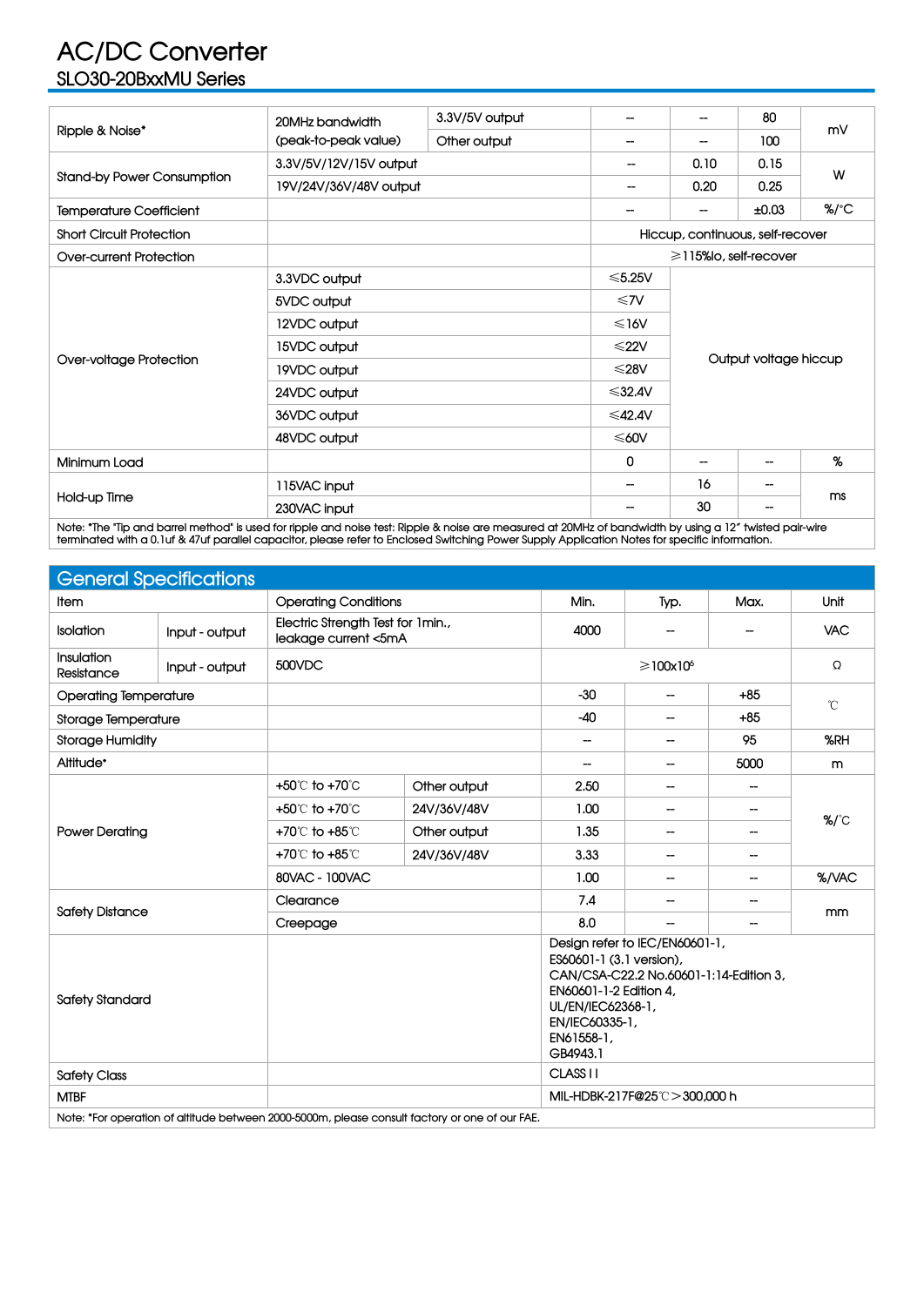# AC/DC Converter

## SLO30-20BxxMU Series

| Item | Operating Conditions | | Min. | Typ. | Max. | Unit |
|---|---|---|---|---|---|---|
| Ripple & Noise* | 20MHz bandwidth (peak-to-peak value) | 3.3V/5V output | -- | -- | 80 | mV |
| | | Other output | -- | -- | 100 | |
| Stand-by Power Consumption | 3.3V/5V/12V/15V output | | -- | 0.10 | 0.15 | W |
| | 19V/24V/36V/48V output | | -- | 0.20 | 0.25 | |
| Temperature Coefficient | | | -- | -- | ±0.03 | %/°C |
| Short Circuit Protection | | | Hiccup, continuous, self-recover | | | |
| Over-current Protection | | | ≥115%Io, self-recover | | | |
| Over-voltage Protection | 3.3VDC output | | ≤5.25V | Output voltage hiccup | | |
| | 5VDC output | | ≤7V | | | |
| | 12VDC output | | ≤16V | | | |
| | 15VDC output | | ≤22V | | | |
| | 19VDC output | | ≤28V | | | |
| | 24VDC output | | ≤32.4V | | | |
| | 36VDC output | | ≤42.4V | | | |
| | 48VDC output | | ≤60V | | | |
| Minimum Load | | | 0 | -- | -- | % |
| Hold-up Time | 115VAC input | | -- | 16 | -- | ms |
| | 230VAC input | | -- | 30 | -- | |

Note: *The "Tip and barrel method" is used for ripple and noise test: Ripple & noise are measured at 20MHz of bandwidth by using a 12" twisted pair-wire terminated with a 0.1uf & 47uf parallel capacitor, please refer to Enclosed Switching Power Supply Application Notes for specific information.

## General Specifications

| Item | | Operating Conditions | | Min. | Typ. | Max. | Unit |
|---|---|---|---|---|---|---|---|
| Isolation | Input - output | Electric Strength Test for 1min., leakage current <5mA | | 4000 | -- | -- | VAC |
| Insulation Resistance | Input - output | 500VDC | | ≥100x10⁶ | | | Ω |
| Operating Temperature | | | | -30 | -- | +85 | ℃ |
| Storage Temperature | | | | -40 | -- | +85 | |
| Storage Humidity | | | | -- | -- | 95 | %RH |
| Altitude* | | | | -- | -- | 5000 | m |
| Power Derating | | +50℃ to +70℃ | Other output | 2.50 | -- | -- | %/℃ |
| | | +50℃ to +70℃ | 24V/36V/48V | 1.00 | -- | -- | |
| | | +70℃ to +85℃ | Other output | 1.35 | -- | -- | |
| | | +70℃ to +85℃ | 24V/36V/48V | 3.33 | -- | -- | |
| | | 80VAC - 100VAC | | 1.00 | -- | -- | %/VAC |
| Safety Distance | | Clearance | | 7.4 | -- | -- | mm |
| | | Creepage | | 8.0 | -- | -- | |
| Safety Standard | | | | Design refer to IEC/EN60601-1, ES60601-1 (3.1 version), CAN/CSA-C22.2 No.60601-1:14-Edition 3, EN60601-1-2 Edition 4, UL/EN/IEC62368-1, EN/IEC60335-1, EN61558-1, GB4943.1 | | | |
| Safety Class | | | | CLASS II | | | |
| MTBF | | | | MIL-HDBK-217F@25℃>300,000 h | | | |

Note: *For operation of altitude between 2000-5000m, please consult factory or one of our FAE.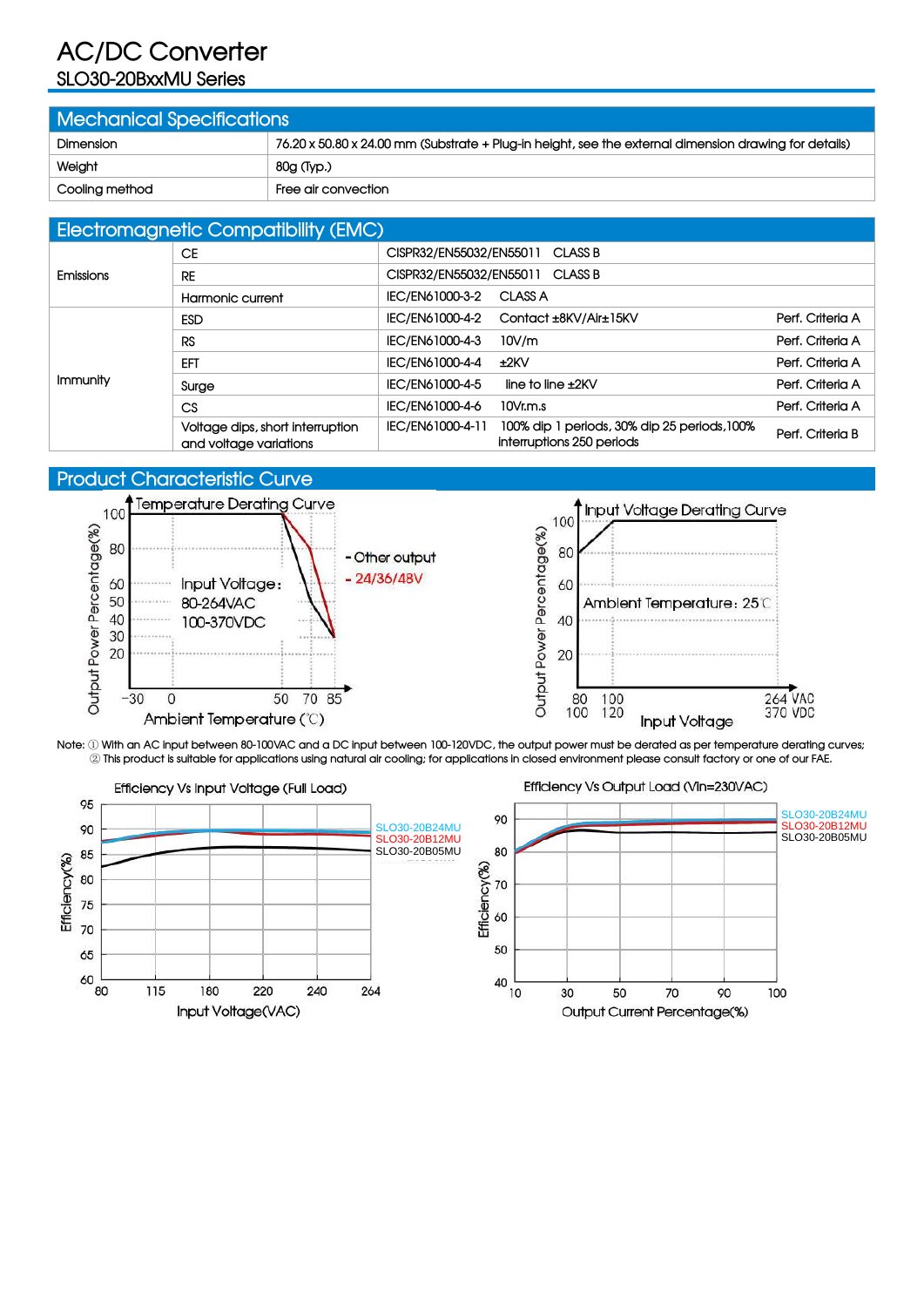# AC/DC Converter
SLO30-20BxxMU Series

## Mechanical Specifications

| | |
|---|---|
| Dimension | 76.20 x 50.80 x 24.00 mm (Substrate + Plug-in height, see the external dimension drawing for details) |
| Weight | 80g (Typ.) |
| Cooling method | Free air convection |

## Electromagnetic Compatibility (EMC)

| | | | | |
|---|---|---|---|---|
| Emissions | CE | CISPR32/EN55032/EN55011 | CLASS B | |
| | RE | CISPR32/EN55032/EN55011 | CLASS B | |
| | Harmonic current | IEC/EN61000-3-2 | CLASS A | |
| Immunity | ESD | IEC/EN61000-4-2 | Contact ±8KV/Air±15KV | Perf. Criteria A |
| | RS | IEC/EN61000-4-3 | 10V/m | Perf. Criteria A |
| | EFT | IEC/EN61000-4-4 | ±2KV | Perf. Criteria A |
| | Surge | IEC/EN61000-4-5 | line to line ±2KV | Perf. Criteria A |
| | CS | IEC/EN61000-4-6 | 10Vr.m.s | Perf. Criteria A |
| | Voltage dips, short interruption and voltage variations | IEC/EN61000-4-11 | 100% dip 1 periods, 30% dip 25 periods,100% interruptions 250 periods | Perf. Criteria B |

## Product Characteristic Curve

Note: ① With an AC input between 80-100VAC and a DC input between 100-120VDC, the output power must be derated as per temperature derating curves;
② This product is suitable for applications using natural air cooling; for applications in closed environment please consult factory or one of our FAE.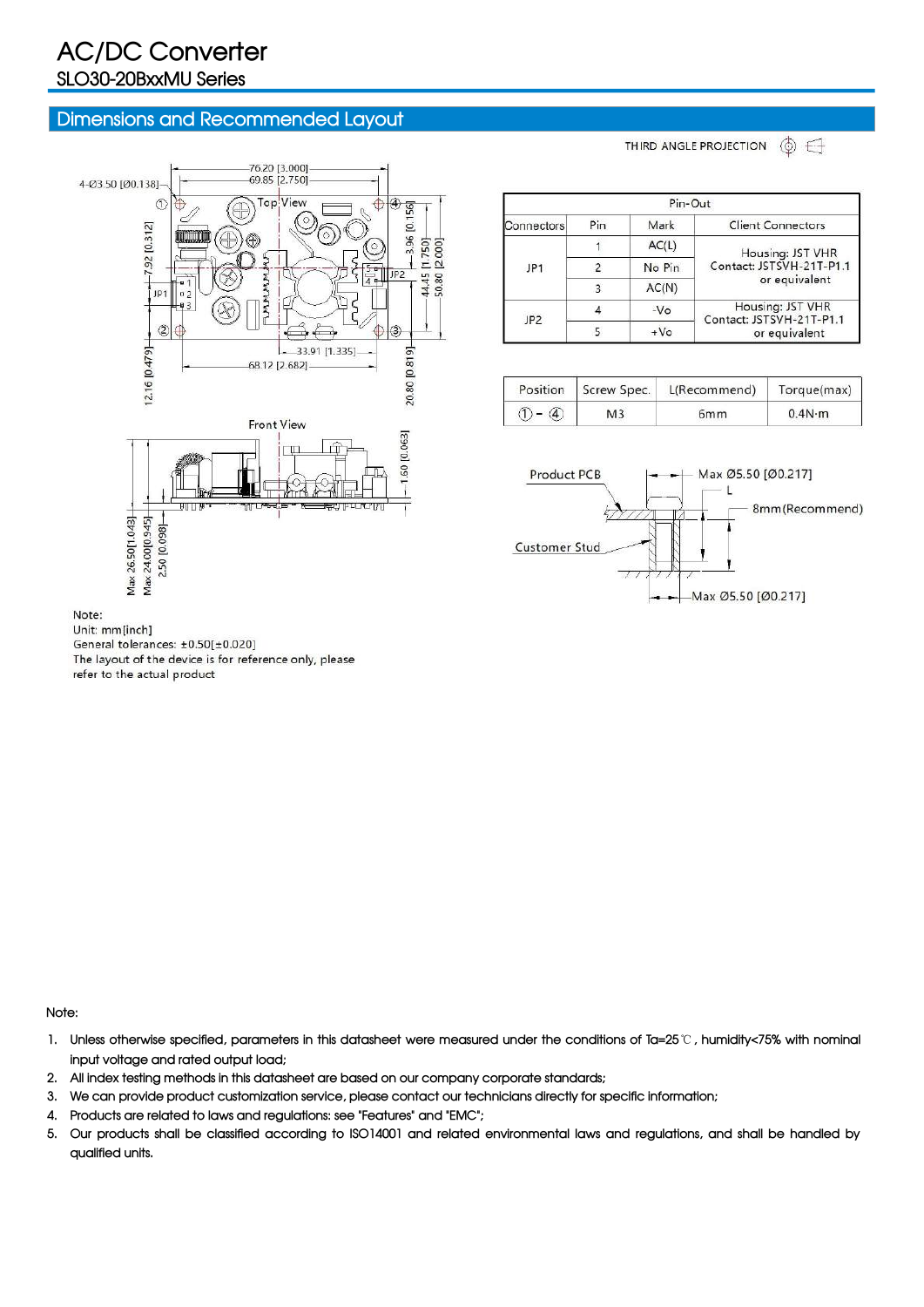## Dimensions and Recommended Layout

THIRD ANGLE PROJECTION

Top View

4-Ø3.50 [Ø0.138]

76.20 [3.000]

69.85 [2.750]

7.92 [0.312]

3.96 [0.156]

44.45 [1.750]

50.80 [2.000]

JP1

JP2

33.91 [1.335]

68.12 [2.682]

12.16 [0.479]

20.80 [0.819]

Front View

1.60 [0.063]

Max 26.50[1.043]

Max 24.00[0.945]

2.50 [0.098]

| Pin-Out | | | |
|---|---|---|---|
| Connectors | Pin | Mark | Client Connectors |
| JP1 | 1 | AC(L) | Housing: JST VHR Contact: JSTSVH-21T-P1.1 or equivalent |
| | 2 | No Pin | |
| | 3 | AC(N) | |
| JP2 | 4 | -Vo | Housing: JST VHR Contact: JSTSVH-21T-P1.1 or equivalent |
| | 5 | +Vo | |

| Position | Screw Spec. | L(Recommend) | Torque(max) |
|---|---|---|---|
| ①-④ | M3 | 6mm | 0.4N·m |

Product PCB

Customer Stud

Max Ø5.50 [Ø0.217]

L

8mm(Recommend)

Max Ø5.50 [Ø0.217]

Note:
Unit: mm[inch]
General tolerances: ±0.50[±0.020]
The layout of the device is for reference only, please refer to the actual product

Note:

1. Unless otherwise specified, parameters in this datasheet were measured under the conditions of Ta=25℃, humidity<75% with nominal input voltage and rated output load;
2. All index testing methods in this datasheet are based on our company corporate standards;
3. We can provide product customization service, please contact our technicians directly for specific information;
4. Products are related to laws and regulations: see "Features" and "EMC";
5. Our products shall be classified according to ISO14001 and related environmental laws and regulations, and shall be handled by qualified units.